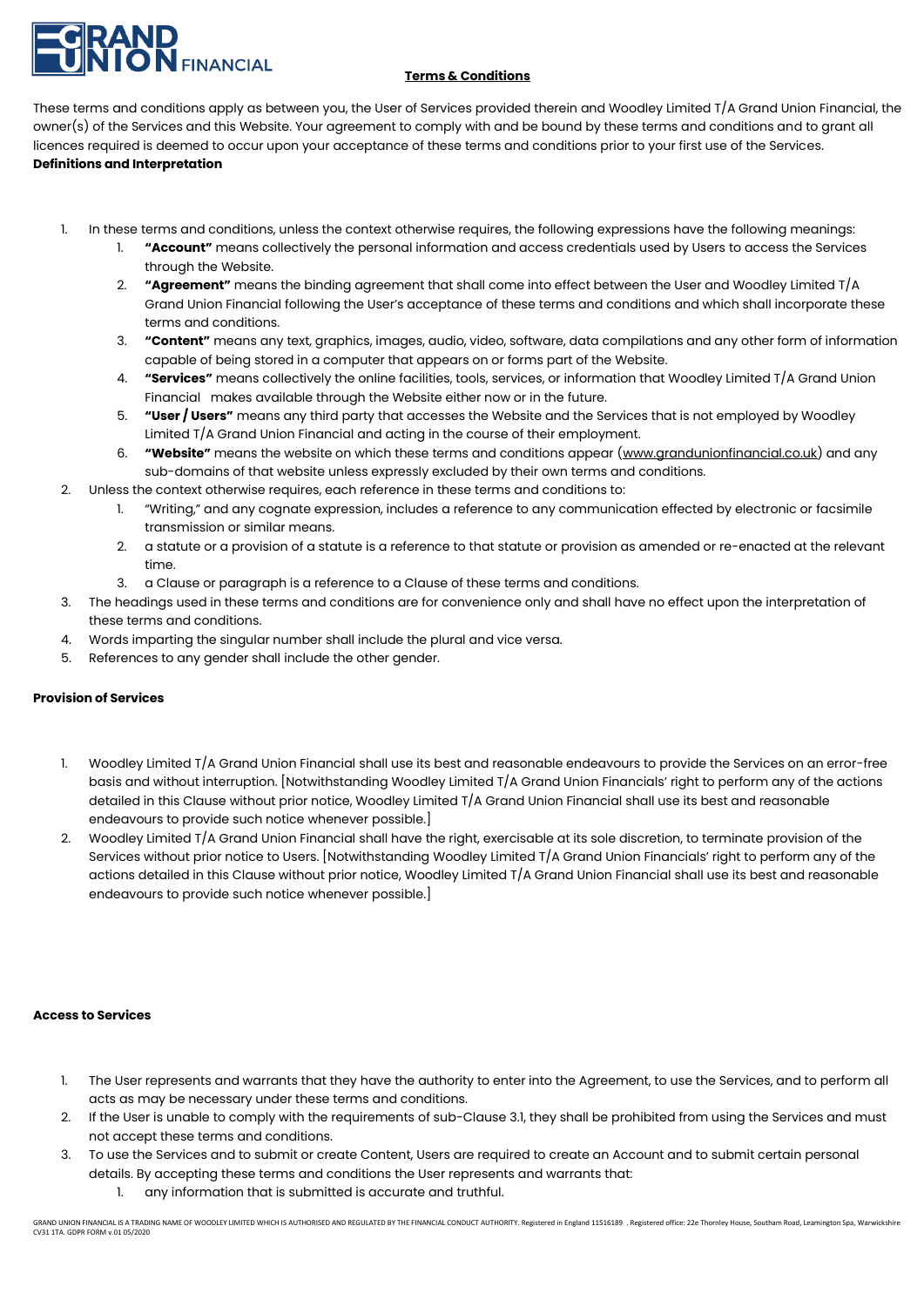GRAND UNION FINANCIAL

# Terms & Conditions

These terms and conditions apply as between you, the User of Services provided therein and Woodley Limited T/A Grand Union Financial, the owner(s) of the Services and this Website. Your agreement to comply with and be bound by these terms and conditions and to grant all licences required is deemed to occur upon your acceptance of these terms and conditions prior to your first use of the Services.

**Definitions and Interpretation**

1. In these terms and conditions, unless the context otherwise requires, the following expressions have the following meanings:
    1. **"Account"** means collectively the personal information and access credentials used by Users to access the Services through the Website.
    2. **"Agreement"** means the binding agreement that shall come into effect between the User and Woodley Limited T/A Grand Union Financial following the User's acceptance of these terms and conditions and which shall incorporate these terms and conditions.
    3. **"Content"** means any text, graphics, images, audio, video, software, data compilations and any other form of information capable of being stored in a computer that appears on or forms part of the Website.
    4. **"Services"** means collectively the online facilities, tools, services, or information that Woodley Limited T/A Grand Union Financial makes available through the Website either now or in the future.
    5. **"User / Users"** means any third party that accesses the Website and the Services that is not employed by Woodley Limited T/A Grand Union Financial and acting in the course of their employment.
    6. **"Website"** means the website on which these terms and conditions appear (www.grandunionfinancial.co.uk) and any sub-domains of that website unless expressly excluded by their own terms and conditions.
2. Unless the context otherwise requires, each reference in these terms and conditions to:
    1. "Writing," and any cognate expression, includes a reference to any communication effected by electronic or facsimile transmission or similar means.
    2. a statute or a provision of a statute is a reference to that statute or provision as amended or re-enacted at the relevant time.
    3. a Clause or paragraph is a reference to a Clause of these terms and conditions.
3. The headings used in these terms and conditions are for convenience only and shall have no effect upon the interpretation of these terms and conditions.
4. Words imparting the singular number shall include the plural and vice versa.
5. References to any gender shall include the other gender.

**Provision of Services**

1. Woodley Limited T/A Grand Union Financial shall use its best and reasonable endeavours to provide the Services on an error-free basis and without interruption. [Notwithstanding Woodley Limited T/A Grand Union Financials' right to perform any of the actions detailed in this Clause without prior notice, Woodley Limited T/A Grand Union Financial shall use its best and reasonable endeavours to provide such notice whenever possible.]
2. Woodley Limited T/A Grand Union Financial shall have the right, exercisable at its sole discretion, to terminate provision of the Services without prior notice to Users. [Notwithstanding Woodley Limited T/A Grand Union Financials' right to perform any of the actions detailed in this Clause without prior notice, Woodley Limited T/A Grand Union Financial shall use its best and reasonable endeavours to provide such notice whenever possible.]

**Access to Services**

1. The User represents and warrants that they have the authority to enter into the Agreement, to use the Services, and to perform all acts as may be necessary under these terms and conditions.
2. If the User is unable to comply with the requirements of sub-Clause 3.1, they shall be prohibited from using the Services and must not accept these terms and conditions.
3. To use the Services and to submit or create Content, Users are required to create an Account and to submit certain personal details. By accepting these terms and conditions the User represents and warrants that:
    1. any information that is submitted is accurate and truthful.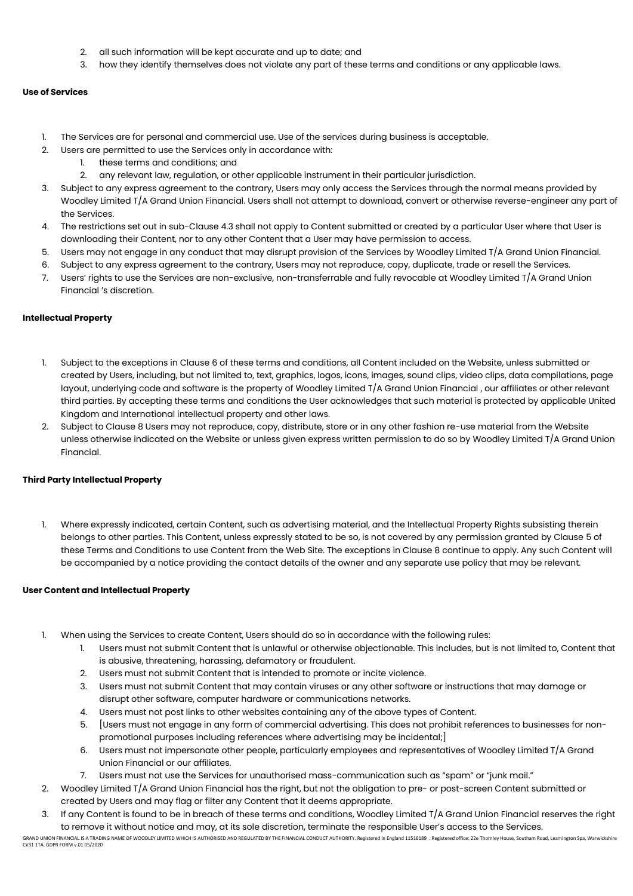2. all such information will be kept accurate and up to date; and
3. how they identify themselves does not violate any part of these terms and conditions or any applicable laws.

**Use of Services**

1. The Services are for personal and commercial use. Use of the services during business is acceptable.
2. Users are permitted to use the Services only in accordance with:
    1. these terms and conditions; and
    2. any relevant law, regulation, or other applicable instrument in their particular jurisdiction.
3. Subject to any express agreement to the contrary, Users may only access the Services through the normal means provided by Woodley Limited T/A Grand Union Financial. Users shall not attempt to download, convert or otherwise reverse-engineer any part of the Services.
4. The restrictions set out in sub-Clause 4.3 shall not apply to Content submitted or created by a particular User where that User is downloading their Content, nor to any other Content that a User may have permission to access.
5. Users may not engage in any conduct that may disrupt provision of the Services by Woodley Limited T/A Grand Union Financial.
6. Subject to any express agreement to the contrary, Users may not reproduce, copy, duplicate, trade or resell the Services.
7. Users' rights to use the Services are non-exclusive, non-transferrable and fully revocable at Woodley Limited T/A Grand Union Financial 's discretion.

**Intellectual Property**

1. Subject to the exceptions in Clause 6 of these terms and conditions, all Content included on the Website, unless submitted or created by Users, including, but not limited to, text, graphics, logos, icons, images, sound clips, video clips, data compilations, page layout, underlying code and software is the property of Woodley Limited T/A Grand Union Financial , our affiliates or other relevant third parties. By accepting these terms and conditions the User acknowledges that such material is protected by applicable United Kingdom and International intellectual property and other laws.
2. Subject to Clause 8 Users may not reproduce, copy, distribute, store or in any other fashion re-use material from the Website unless otherwise indicated on the Website or unless given express written permission to do so by Woodley Limited T/A Grand Union Financial.

**Third Party Intellectual Property**

1. Where expressly indicated, certain Content, such as advertising material, and the Intellectual Property Rights subsisting therein belongs to other parties. This Content, unless expressly stated to be so, is not covered by any permission granted by Clause 5 of these Terms and Conditions to use Content from the Web Site. The exceptions in Clause 8 continue to apply. Any such Content will be accompanied by a notice providing the contact details of the owner and any separate use policy that may be relevant.

**User Content and Intellectual Property**

1. When using the Services to create Content, Users should do so in accordance with the following rules:
    1. Users must not submit Content that is unlawful or otherwise objectionable. This includes, but is not limited to, Content that is abusive, threatening, harassing, defamatory or fraudulent.
    2. Users must not submit Content that is intended to promote or incite violence.
    3. Users must not submit Content that may contain viruses or any other software or instructions that may damage or disrupt other software, computer hardware or communications networks.
    4. Users must not post links to other websites containing any of the above types of Content.
    5. [Users must not engage in any form of commercial advertising. This does not prohibit references to businesses for non-promotional purposes including references where advertising may be incidental;]
    6. Users must not impersonate other people, particularly employees and representatives of Woodley Limited T/A Grand Union Financial or our affiliates.
    7. Users must not use the Services for unauthorised mass-communication such as "spam" or "junk mail."
2. Woodley Limited T/A Grand Union Financial has the right, but not the obligation to pre- or post-screen Content submitted or created by Users and may flag or filter any Content that it deems appropriate.
3. If any Content is found to be in breach of these terms and conditions, Woodley Limited T/A Grand Union Financial reserves the right to remove it without notice and may, at its sole discretion, terminate the responsible User's access to the Services.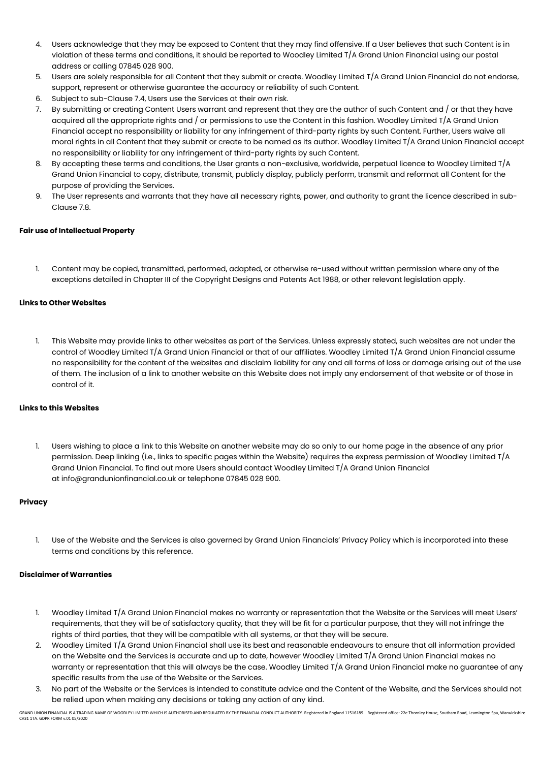4. Users acknowledge that they may be exposed to Content that they may find offensive. If a User believes that such Content is in violation of these terms and conditions, it should be reported to Woodley Limited T/A Grand Union Financial using our postal address or calling 07845 028 900.
5. Users are solely responsible for all Content that they submit or create. Woodley Limited T/A Grand Union Financial do not endorse, support, represent or otherwise guarantee the accuracy or reliability of such Content.
6. Subject to sub-Clause 7.4, Users use the Services at their own risk.
7. By submitting or creating Content Users warrant and represent that they are the author of such Content and / or that they have acquired all the appropriate rights and / or permissions to use the Content in this fashion. Woodley Limited T/A Grand Union Financial accept no responsibility or liability for any infringement of third-party rights by such Content. Further, Users waive all moral rights in all Content that they submit or create to be named as its author. Woodley Limited T/A Grand Union Financial accept no responsibility or liability for any infringement of third-party rights by such Content.
8. By accepting these terms and conditions, the User grants a non-exclusive, worldwide, perpetual licence to Woodley Limited T/A Grand Union Financial to copy, distribute, transmit, publicly display, publicly perform, transmit and reformat all Content for the purpose of providing the Services.
9. The User represents and warrants that they have all necessary rights, power, and authority to grant the licence described in sub-Clause 7.8.

**Fair use of Intellectual Property**

1. Content may be copied, transmitted, performed, adapted, or otherwise re-used without written permission where any of the exceptions detailed in Chapter III of the Copyright Designs and Patents Act 1988, or other relevant legislation apply.

**Links to Other Websites**

1. This Website may provide links to other websites as part of the Services. Unless expressly stated, such websites are not under the control of Woodley Limited T/A Grand Union Financial or that of our affiliates. Woodley Limited T/A Grand Union Financial assume no responsibility for the content of the websites and disclaim liability for any and all forms of loss or damage arising out of the use of them. The inclusion of a link to another website on this Website does not imply any endorsement of that website or of those in control of it.

**Links to this Websites**

1. Users wishing to place a link to this Website on another website may do so only to our home page in the absence of any prior permission. Deep linking (i.e., links to specific pages within the Website) requires the express permission of Woodley Limited T/A Grand Union Financial. To find out more Users should contact Woodley Limited T/A Grand Union Financial at info@grandunionfinancial.co.uk or telephone 07845 028 900.

**Privacy**

1. Use of the Website and the Services is also governed by Grand Union Financials' Privacy Policy which is incorporated into these terms and conditions by this reference.

**Disclaimer of Warranties**

1. Woodley Limited T/A Grand Union Financial makes no warranty or representation that the Website or the Services will meet Users' requirements, that they will be of satisfactory quality, that they will be fit for a particular purpose, that they will not infringe the rights of third parties, that they will be compatible with all systems, or that they will be secure.
2. Woodley Limited T/A Grand Union Financial shall use its best and reasonable endeavours to ensure that all information provided on the Website and the Services is accurate and up to date, however Woodley Limited T/A Grand Union Financial makes no warranty or representation that this will always be the case. Woodley Limited T/A Grand Union Financial make no guarantee of any specific results from the use of the Website or the Services.
3. No part of the Website or the Services is intended to constitute advice and the Content of the Website, and the Services should not be relied upon when making any decisions or taking any action of any kind.

GRAND UNION FINANCIAL IS A TRADING NAME OF WOODLEY LIMITED WHICH IS AUTHORISED AND REGULATED BY THE FINANCIAL CONDUCT AUTHORITY. Registered in England 11516189 . Registered office: 22e Thornley House, Southam Road, Leamington Spa, Warwickshire CV31 1TA. GDPR FORM v.01 05/2020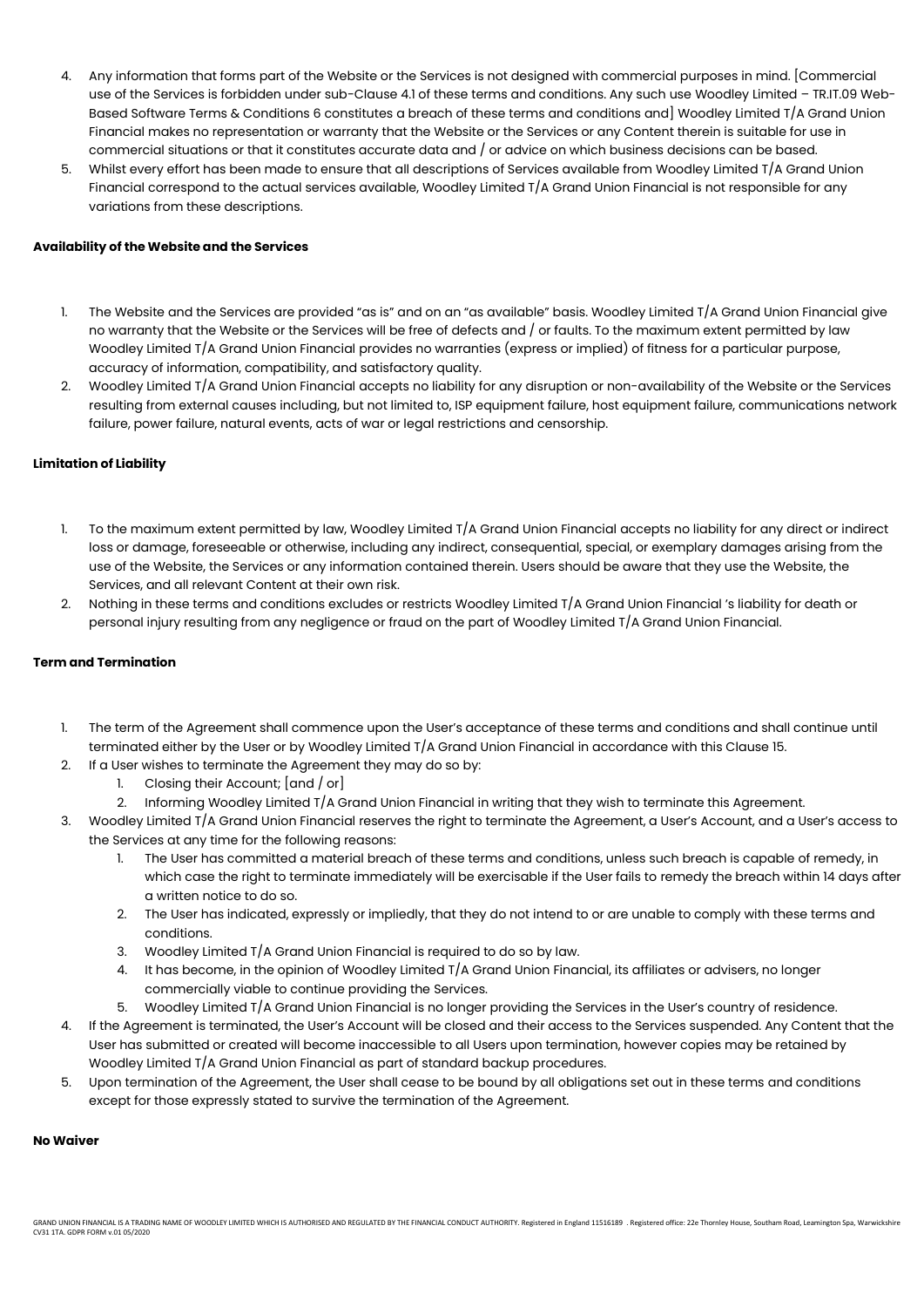4. Any information that forms part of the Website or the Services is not designed with commercial purposes in mind. [Commercial use of the Services is forbidden under sub-Clause 4.1 of these terms and conditions. Any such use Woodley Limited – TR.IT.09 Web-Based Software Terms & Conditions 6 constitutes a breach of these terms and conditions and] Woodley Limited T/A Grand Union Financial makes no representation or warranty that the Website or the Services or any Content therein is suitable for use in commercial situations or that it constitutes accurate data and / or advice on which business decisions can be based.
5. Whilst every effort has been made to ensure that all descriptions of Services available from Woodley Limited T/A Grand Union Financial correspond to the actual services available, Woodley Limited T/A Grand Union Financial is not responsible for any variations from these descriptions.

**Availability of the Website and the Services**

1. The Website and the Services are provided "as is" and on an "as available" basis. Woodley Limited T/A Grand Union Financial give no warranty that the Website or the Services will be free of defects and / or faults. To the maximum extent permitted by law Woodley Limited T/A Grand Union Financial provides no warranties (express or implied) of fitness for a particular purpose, accuracy of information, compatibility, and satisfactory quality.
2. Woodley Limited T/A Grand Union Financial accepts no liability for any disruption or non-availability of the Website or the Services resulting from external causes including, but not limited to, ISP equipment failure, host equipment failure, communications network failure, power failure, natural events, acts of war or legal restrictions and censorship.

**Limitation of Liability**

1. To the maximum extent permitted by law, Woodley Limited T/A Grand Union Financial accepts no liability for any direct or indirect loss or damage, foreseeable or otherwise, including any indirect, consequential, special, or exemplary damages arising from the use of the Website, the Services or any information contained therein. Users should be aware that they use the Website, the Services, and all relevant Content at their own risk.
2. Nothing in these terms and conditions excludes or restricts Woodley Limited T/A Grand Union Financial 's liability for death or personal injury resulting from any negligence or fraud on the part of Woodley Limited T/A Grand Union Financial.

**Term and Termination**

1. The term of the Agreement shall commence upon the User's acceptance of these terms and conditions and shall continue until terminated either by the User or by Woodley Limited T/A Grand Union Financial in accordance with this Clause 15.
2. If a User wishes to terminate the Agreement they may do so by:
    1. Closing their Account; [and / or]
    2. Informing Woodley Limited T/A Grand Union Financial in writing that they wish to terminate this Agreement.
3. Woodley Limited T/A Grand Union Financial reserves the right to terminate the Agreement, a User's Account, and a User's access to the Services at any time for the following reasons:
    1. The User has committed a material breach of these terms and conditions, unless such breach is capable of remedy, in which case the right to terminate immediately will be exercisable if the User fails to remedy the breach within 14 days after a written notice to do so.
    2. The User has indicated, expressly or impliedly, that they do not intend to or are unable to comply with these terms and conditions.
    3. Woodley Limited T/A Grand Union Financial is required to do so by law.
    4. It has become, in the opinion of Woodley Limited T/A Grand Union Financial, its affiliates or advisers, no longer commercially viable to continue providing the Services.
    5. Woodley Limited T/A Grand Union Financial is no longer providing the Services in the User's country of residence.
4. If the Agreement is terminated, the User's Account will be closed and their access to the Services suspended. Any Content that the User has submitted or created will become inaccessible to all Users upon termination, however copies may be retained by Woodley Limited T/A Grand Union Financial as part of standard backup procedures.
5. Upon termination of the Agreement, the User shall cease to be bound by all obligations set out in these terms and conditions except for those expressly stated to survive the termination of the Agreement.

**No Waiver**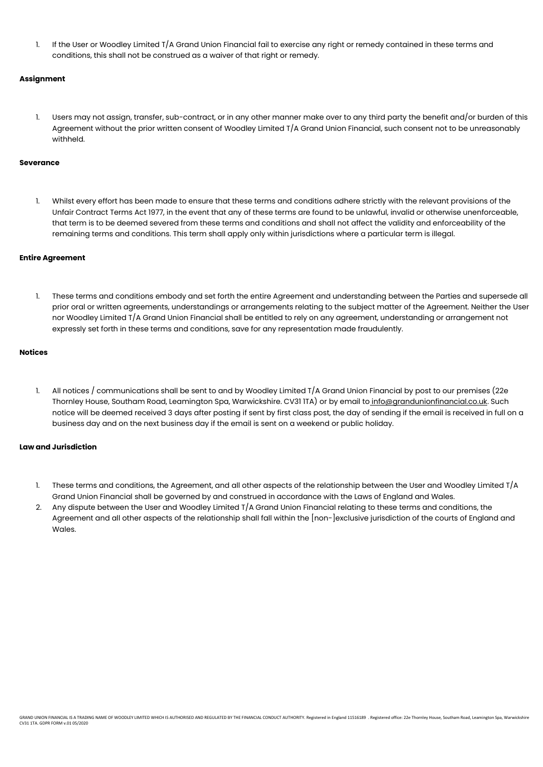1. If the User or Woodley Limited T/A Grand Union Financial fail to exercise any right or remedy contained in these terms and conditions, this shall not be construed as a waiver of that right or remedy.

**Assignment**

1. Users may not assign, transfer, sub-contract, or in any other manner make over to any third party the benefit and/or burden of this Agreement without the prior written consent of Woodley Limited T/A Grand Union Financial, such consent not to be unreasonably withheld.

**Severance**

1. Whilst every effort has been made to ensure that these terms and conditions adhere strictly with the relevant provisions of the Unfair Contract Terms Act 1977, in the event that any of these terms are found to be unlawful, invalid or otherwise unenforceable, that term is to be deemed severed from these terms and conditions and shall not affect the validity and enforceability of the remaining terms and conditions. This term shall apply only within jurisdictions where a particular term is illegal.

**Entire Agreement**

1. These terms and conditions embody and set forth the entire Agreement and understanding between the Parties and supersede all prior oral or written agreements, understandings or arrangements relating to the subject matter of the Agreement. Neither the User nor Woodley Limited T/A Grand Union Financial shall be entitled to rely on any agreement, understanding or arrangement not expressly set forth in these terms and conditions, save for any representation made fraudulently.

**Notices**

1. All notices / communications shall be sent to and by Woodley Limited T/A Grand Union Financial by post to our premises (22e Thornley House, Southam Road, Leamington Spa, Warwickshire. CV31 1TA) or by email to info@grandunionfinancial.co.uk. Such notice will be deemed received 3 days after posting if sent by first class post, the day of sending if the email is received in full on a business day and on the next business day if the email is sent on a weekend or public holiday.

**Law and Jurisdiction**

1. These terms and conditions, the Agreement, and all other aspects of the relationship between the User and Woodley Limited T/A Grand Union Financial shall be governed by and construed in accordance with the Laws of England and Wales.
2. Any dispute between the User and Woodley Limited T/A Grand Union Financial relating to these terms and conditions, the Agreement and all other aspects of the relationship shall fall within the [non-]exclusive jurisdiction of the courts of England and Wales.